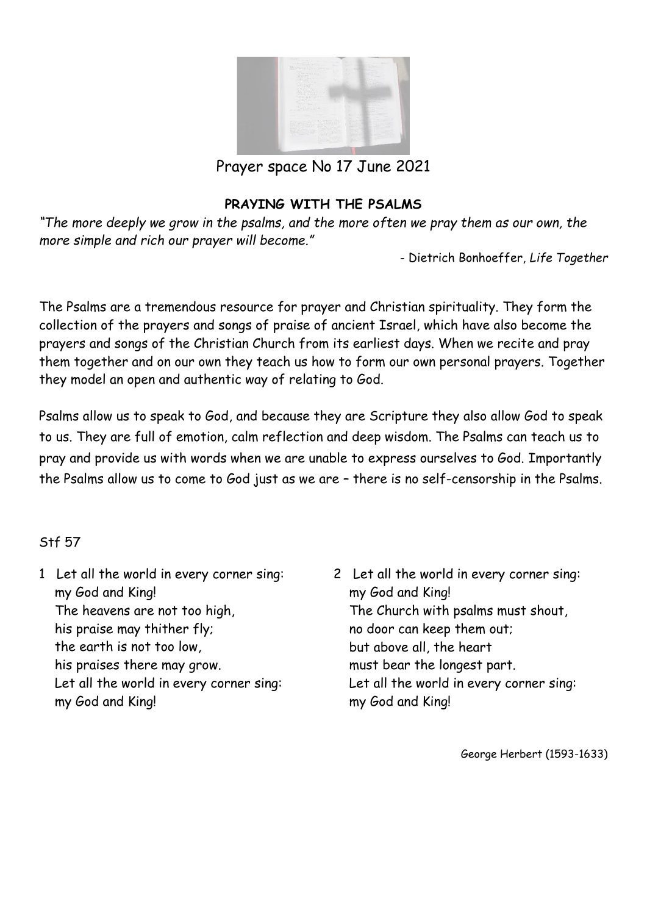Prayer space No 17 June 2021

## PRAYING WITH THE PSALMS

*"The more deeply we grow in the psalms, and the more often we pray them as our own, the more simple and rich our prayer will become."*

- Dietrich Bonhoeffer, *Life Together*

The Psalms are a tremendous resource for prayer and Christian spirituality. They form the collection of the prayers and songs of praise of ancient Israel, which have also become the prayers and songs of the Christian Church from its earliest days. When we recite and pray them together and on our own they teach us how to form our own personal prayers. Together they model an open and authentic way of relating to God.

Psalms allow us to speak to God, and because they are Scripture they also allow God to speak to us. They are full of emotion, calm reflection and deep wisdom. The Psalms can teach us to pray and provide us with words when we are unable to express ourselves to God. Importantly the Psalms allow us to come to God just as we are – there is no self-censorship in the Psalms.

Stf 57

1 Let all the world in every corner sing:
my God and King!
The heavens are not too high,
his praise may thither fly;
the earth is not too low,
his praises there may grow.
Let all the world in every corner sing:
my God and King!

2 Let all the world in every corner sing:
my God and King!
The Church with psalms must shout,
no door can keep them out;
but above all, the heart
must bear the longest part.
Let all the world in every corner sing:
my God and King!

George Herbert (1593-1633)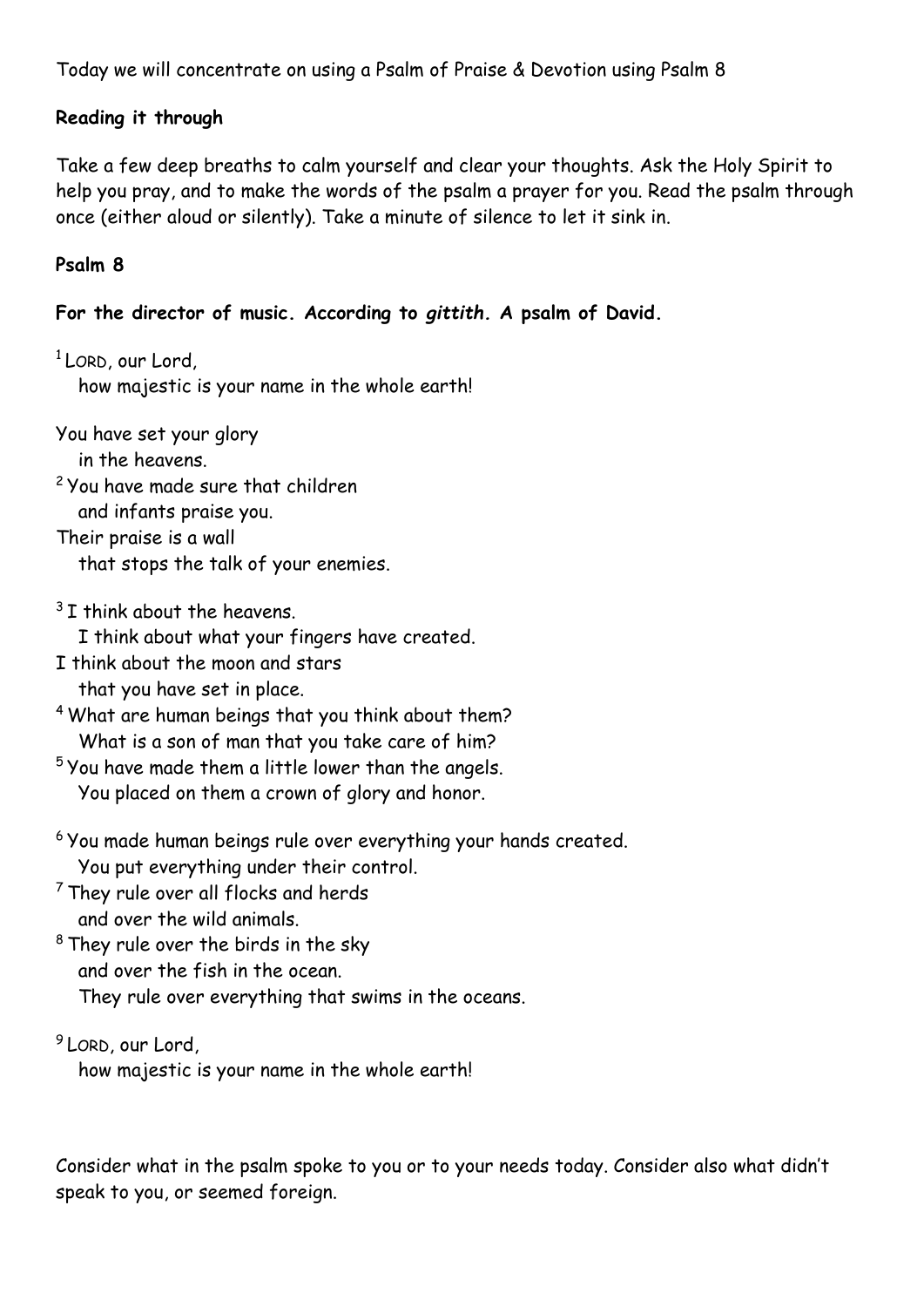Today we will concentrate on using a Psalm of Praise & Devotion using Psalm 8

**Reading it through**

Take a few deep breaths to calm yourself and clear your thoughts. Ask the Holy Spirit to help you pray, and to make the words of the psalm a prayer for you. Read the psalm through once (either aloud or silently). Take a minute of silence to let it sink in.

**Psalm 8**

**For the director of music. According to *gittith*. A psalm of David.**

[1] LORD, our Lord,
   how majestic is your name in the whole earth!

You have set your glory
   in the heavens.
[2] You have made sure that children
   and infants praise you.
Their praise is a wall
   that stops the talk of your enemies.

[3] I think about the heavens.
   I think about what your fingers have created.
I think about the moon and stars
   that you have set in place.
[4] What are human beings that you think about them?
   What is a son of man that you take care of him?
[5] You have made them a little lower than the angels.
   You placed on them a crown of glory and honor.

[6] You made human beings rule over everything your hands created.
   You put everything under their control.
[7] They rule over all flocks and herds
   and over the wild animals.
[8] They rule over the birds in the sky
   and over the fish in the ocean.
   They rule over everything that swims in the oceans.

[9] LORD, our Lord,
   how majestic is your name in the whole earth!

Consider what in the psalm spoke to you or to your needs today. Consider also what didn't speak to you, or seemed foreign.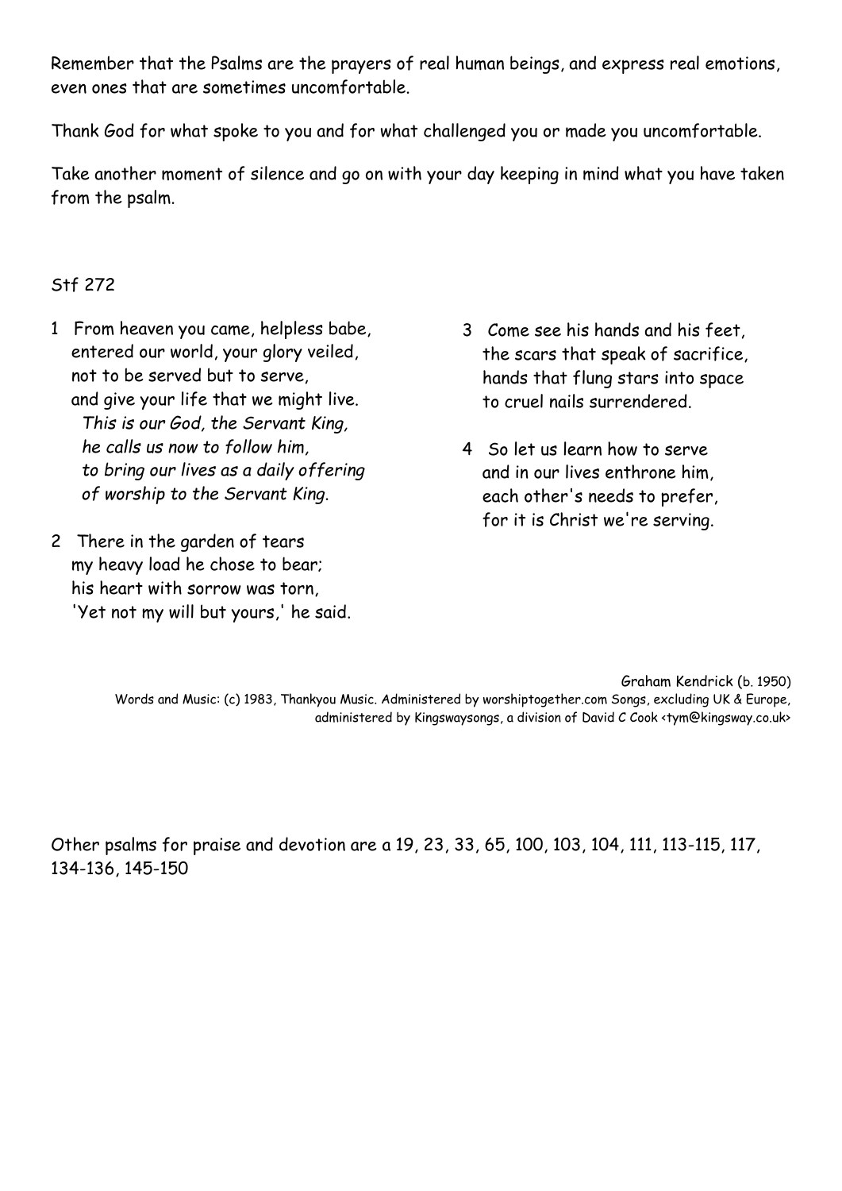Remember that the Psalms are the prayers of real human beings, and express real emotions, even ones that are sometimes uncomfortable.

Thank God for what spoke to you and for what challenged you or made you uncomfortable.

Take another moment of silence and go on with your day keeping in mind what you have taken from the psalm.

Stf 272

1 From heaven you came, helpless babe,
entered our world, your glory veiled,
not to be served but to serve,
and give your life that we might live.
*This is our God, the Servant King,*
*he calls us now to follow him,*
*to bring our lives as a daily offering*
*of worship to the Servant King.*

2 There in the garden of tears
my heavy load he chose to bear;
his heart with sorrow was torn,
'Yet not my will but yours,' he said.

3 Come see his hands and his feet,
the scars that speak of sacrifice,
hands that flung stars into space
to cruel nails surrendered.

4 So let us learn how to serve
and in our lives enthrone him,
each other's needs to prefer,
for it is Christ we're serving.

Graham Kendrick (b. 1950)
Words and Music: (c) 1983, Thankyou Music. Administered by worshiptogether.com Songs, excluding UK & Europe, administered by Kingswaysongs, a division of David C Cook <tym@kingsway.co.uk>

Other psalms for praise and devotion are a 19, 23, 33, 65, 100, 103, 104, 111, 113-115, 117, 134-136, 145-150